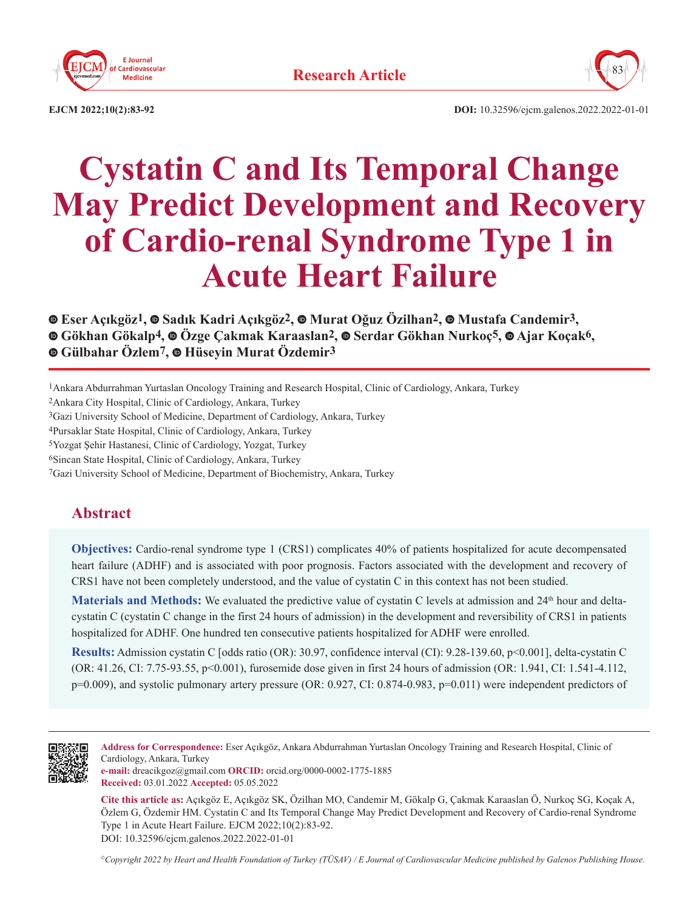Research Article

# Cystatin C and Its Temporal Change May Predict Development and Recovery of Cardio-renal Syndrome Type 1 in Acute Heart Failure

Eser Açıkgöz[1], Sadık Kadri Açıkgöz[2], Murat Oğuz Özilhan[2], Mustafa Candemir[3], Gökhan Gökalp[4], Özge Çakmak Karaaslan[2], Serdar Gökhan Nurkoç[5], Ajar Koçak[6], Gülbahar Özlem[7], Hüseyin Murat Özdemir[3]

[1]Ankara Abdurrahman Yurtaslan Oncology Training and Research Hospital, Clinic of Cardiology, Ankara, Turkey
[2]Ankara City Hospital, Clinic of Cardiology, Ankara, Turkey
[3]Gazi University School of Medicine, Department of Cardiology, Ankara, Turkey
[4]Pursaklar State Hospital, Clinic of Cardiology, Ankara, Turkey
[5]Yozgat Şehir Hastanesi, Clinic of Cardiology, Yozgat, Turkey
[6]Sincan State Hospital, Clinic of Cardiology, Ankara, Turkey
[7]Gazi University School of Medicine, Department of Biochemistry, Ankara, Turkey

## Abstract

**Objectives:** Cardio-renal syndrome type 1 (CRS1) complicates 40% of patients hospitalized for acute decompensated heart failure (ADHF) and is associated with poor prognosis. Factors associated with the development and recovery of CRS1 have not been completely understood, and the value of cystatin C in this context has not been studied.

**Materials and Methods:** We evaluated the predictive value of cystatin C levels at admission and 24th hour and delta-cystatin C (cystatin C change in the first 24 hours of admission) in the development and reversibility of CRS1 in patients hospitalized for ADHF. One hundred ten consecutive patients hospitalized for ADHF were enrolled.

**Results:** Admission cystatin C [odds ratio (OR): 30.97, confidence interval (CI): 9.28-139.60, $p<0.001$], delta-cystatin C (OR: 41.26, CI: 7.75-93.55, $p<0.001$), furosemide dose given in first 24 hours of admission (OR: 1.941, CI: 1.541-4.112, $p=0.009$), and systolic pulmonary artery pressure (OR: 0.927, CI: 0.874-0.983, $p=0.011$) were independent predictors of

**Address for Correspondence:** Eser Açıkgöz, Ankara Abdurrahman Yurtaslan Oncology Training and Research Hospital, Clinic of Cardiology, Ankara, Turkey
**e-mail:** dreacikgoz@gmail.com **ORCID:** orcid.org/0000-0002-1775-1885
**Received:** 03.01.2022 **Accepted:** 05.05.2022

**Cite this article as:** Açıkgöz E, Açıkgöz SK, Özilhan MO, Candemir M, Gökalp G, Çakmak Karaaslan Ö, Nurkoç SG, Koçak A, Özlem G, Özdemir HM. Cystatin C and Its Temporal Change May Predict Development and Recovery of Cardio-renal Syndrome Type 1 in Acute Heart Failure. EJCM 2022;10(2):83-92.
DOI: 10.32596/ejcm.galenos.2022.2022-01-01

*©Copyright 2022 by Heart and Health Foundation of Turkey (TÜSAV) / E Journal of Cardiovascular Medicine published by Galenos Publishing House.*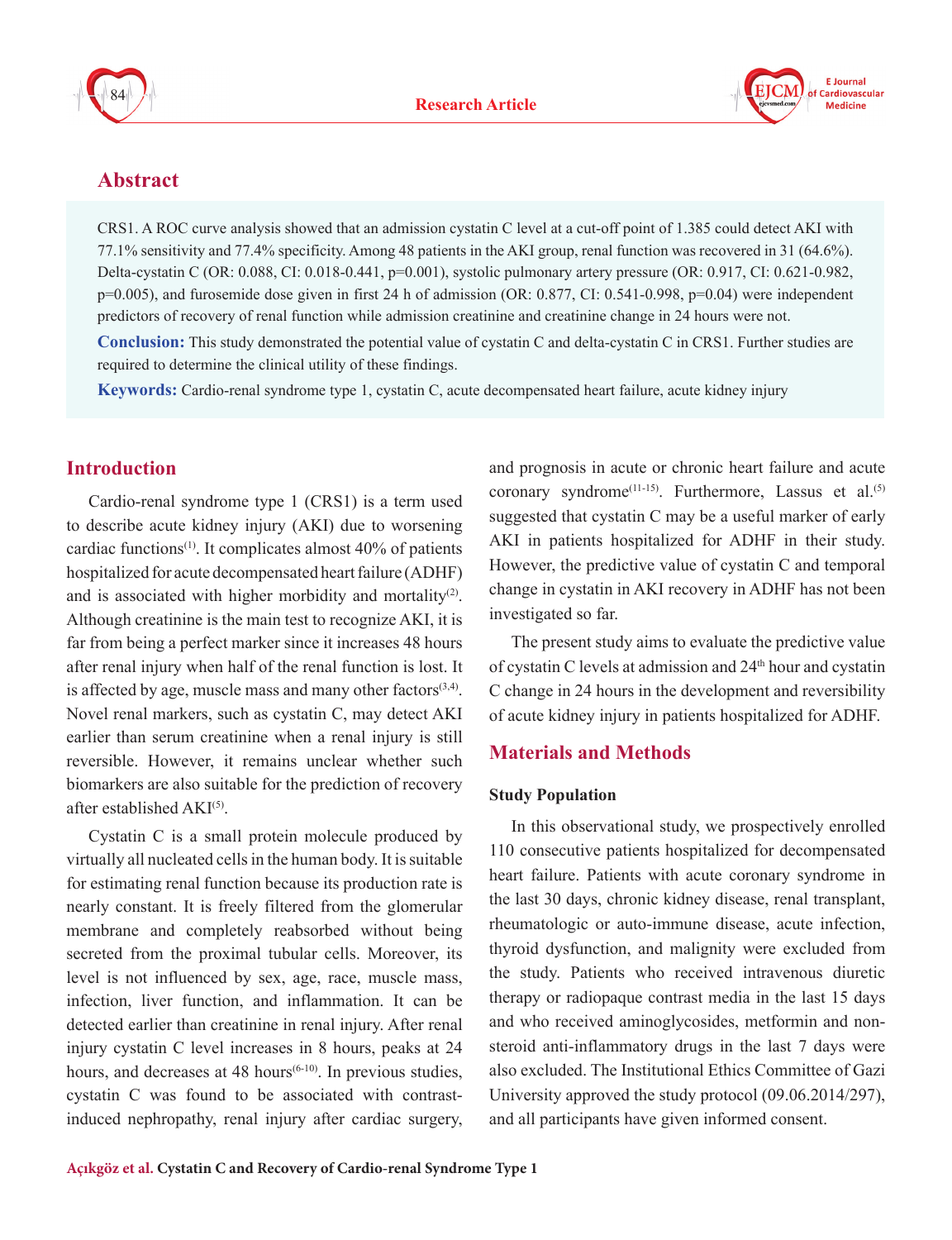## Abstract

CRS1. A ROC curve analysis showed that an admission cystatin C level at a cut-off point of 1.385 could detect AKI with 77.1% sensitivity and 77.4% specificity. Among 48 patients in the AKI group, renal function was recovered in 31 (64.6%). Delta-cystatin C (OR: 0.088, CI: 0.018-0.441, p=0.001), systolic pulmonary artery pressure (OR: 0.917, CI: 0.621-0.982, p=0.005), and furosemide dose given in first 24 h of admission (OR: 0.877, CI: 0.541-0.998, p=0.04) were independent predictors of recovery of renal function while admission creatinine and creatinine change in 24 hours were not.

**Conclusion:** This study demonstrated the potential value of cystatin C and delta-cystatin C in CRS1. Further studies are required to determine the clinical utility of these findings.

**Keywords:** Cardio-renal syndrome type 1, cystatin C, acute decompensated heart failure, acute kidney injury

## Introduction

Cardio-renal syndrome type 1 (CRS1) is a term used to describe acute kidney injury (AKI) due to worsening cardiac functions[1]. It complicates almost 40% of patients hospitalized for acute decompensated heart failure (ADHF) and is associated with higher morbidity and mortality[2]. Although creatinine is the main test to recognize AKI, it is far from being a perfect marker since it increases 48 hours after renal injury when half of the renal function is lost. It is affected by age, muscle mass and many other factors[3,4]. Novel renal markers, such as cystatin C, may detect AKI earlier than serum creatinine when a renal injury is still reversible. However, it remains unclear whether such biomarkers are also suitable for the prediction of recovery after established AKI[5].

Cystatin C is a small protein molecule produced by virtually all nucleated cells in the human body. It is suitable for estimating renal function because its production rate is nearly constant. It is freely filtered from the glomerular membrane and completely reabsorbed without being secreted from the proximal tubular cells. Moreover, its level is not influenced by sex, age, race, muscle mass, infection, liver function, and inflammation. It can be detected earlier than creatinine in renal injury. After renal injury cystatin C level increases in 8 hours, peaks at 24 hours, and decreases at 48 hours[6-10]. In previous studies, cystatin C was found to be associated with contrast-induced nephropathy, renal injury after cardiac surgery, and prognosis in acute or chronic heart failure and acute coronary syndrome[11-15]. Furthermore, Lassus et al.[5] suggested that cystatin C may be a useful marker of early AKI in patients hospitalized for ADHF in their study. However, the predictive value of cystatin C and temporal change in cystatin in AKI recovery in ADHF has not been investigated so far.

The present study aims to evaluate the predictive value of cystatin C levels at admission and 24th hour and cystatin C change in 24 hours in the development and reversibility of acute kidney injury in patients hospitalized for ADHF.

## Materials and Methods

### Study Population

In this observational study, we prospectively enrolled 110 consecutive patients hospitalized for decompensated heart failure. Patients with acute coronary syndrome in the last 30 days, chronic kidney disease, renal transplant, rheumatologic or auto-immune disease, acute infection, thyroid dysfunction, and malignity were excluded from the study. Patients who received intravenous diuretic therapy or radiopaque contrast media in the last 15 days and who received aminoglycosides, metformin and non-steroid anti-inflammatory drugs in the last 7 days were also excluded. The Institutional Ethics Committee of Gazi University approved the study protocol (09.06.2014/297), and all participants have given informed consent.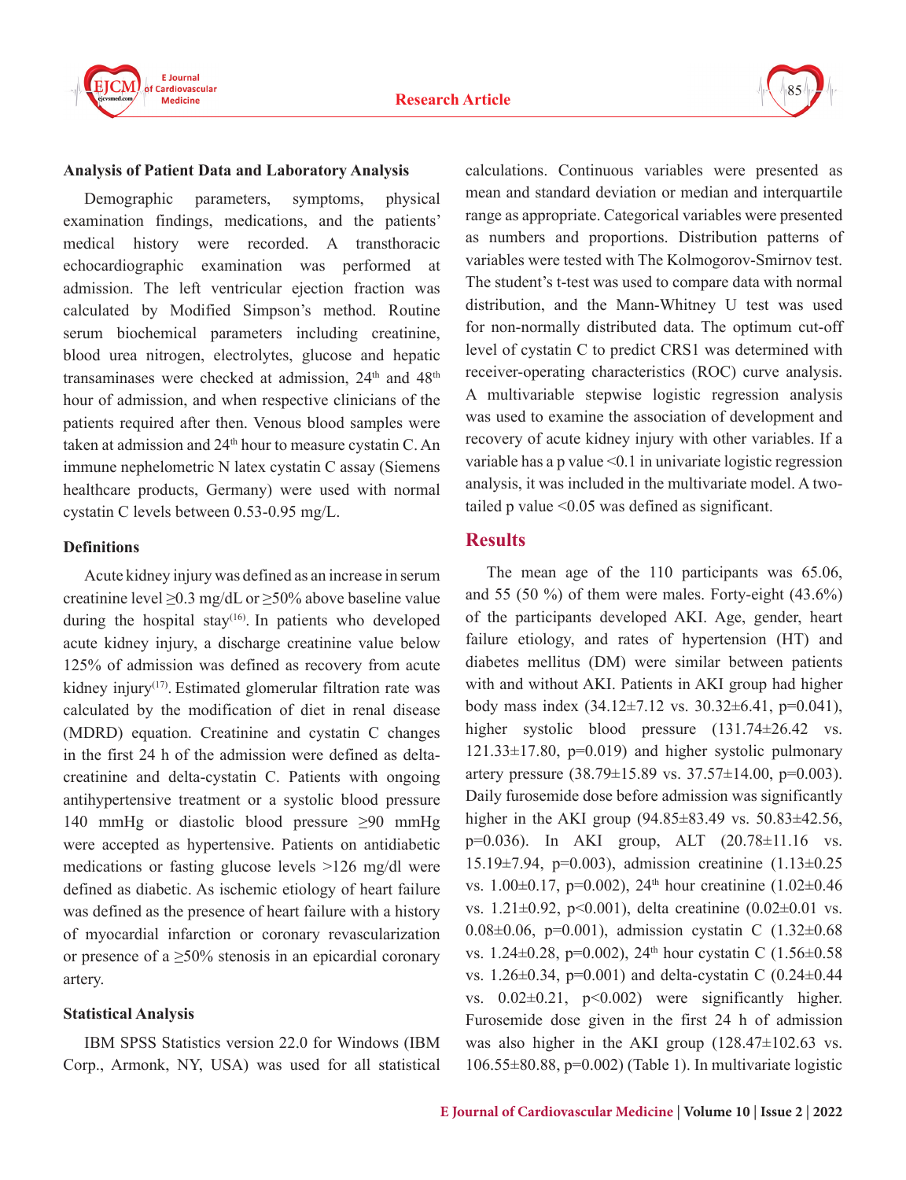### Analysis of Patient Data and Laboratory Analysis

Demographic parameters, symptoms, physical examination findings, medications, and the patients' medical history were recorded. A transthoracic echocardiographic examination was performed at admission. The left ventricular ejection fraction was calculated by Modified Simpson's method. Routine serum biochemical parameters including creatinine, blood urea nitrogen, electrolytes, glucose and hepatic transaminases were checked at admission, 24th and 48th hour of admission, and when respective clinicians of the patients required after then. Venous blood samples were taken at admission and 24th hour to measure cystatin C. An immune nephelometric N latex cystatin C assay (Siemens healthcare products, Germany) were used with normal cystatin C levels between 0.53-0.95 mg/L.

### Definitions

Acute kidney injury was defined as an increase in serum creatinine level ≥0.3 mg/dL or ≥50% above baseline value during the hospital stay[16]. In patients who developed acute kidney injury, a discharge creatinine value below 125% of admission was defined as recovery from acute kidney injury[17]. Estimated glomerular filtration rate was calculated by the modification of diet in renal disease (MDRD) equation. Creatinine and cystatin C changes in the first 24 h of the admission were defined as delta-creatinine and delta-cystatin C. Patients with ongoing antihypertensive treatment or a systolic blood pressure 140 mmHg or diastolic blood pressure ≥90 mmHg were accepted as hypertensive. Patients on antidiabetic medications or fasting glucose levels >126 mg/dl were defined as diabetic. As ischemic etiology of heart failure was defined as the presence of heart failure with a history of myocardial infarction or coronary revascularization or presence of a ≥50% stenosis in an epicardial coronary artery.

### Statistical Analysis

IBM SPSS Statistics version 22.0 for Windows (IBM Corp., Armonk, NY, USA) was used for all statistical calculations. Continuous variables were presented as mean and standard deviation or median and interquartile range as appropriate. Categorical variables were presented as numbers and proportions. Distribution patterns of variables were tested with The Kolmogorov-Smirnov test. The student's t-test was used to compare data with normal distribution, and the Mann-Whitney U test was used for non-normally distributed data. The optimum cut-off level of cystatin C to predict CRS1 was determined with receiver-operating characteristics (ROC) curve analysis. A multivariable stepwise logistic regression analysis was used to examine the association of development and recovery of acute kidney injury with other variables. If a variable has a p value <0.1 in univariate logistic regression analysis, it was included in the multivariate model. A two-tailed p value <0.05 was defined as significant.

## Results

The mean age of the 110 participants was 65.06, and 55 (50 %) of them were males. Forty-eight (43.6%) of the participants developed AKI. Age, gender, heart failure etiology, and rates of hypertension (HT) and diabetes mellitus (DM) were similar between patients with and without AKI. Patients in AKI group had higher body mass index (34.12±7.12 vs. 30.32±6.41, p=0.041), higher systolic blood pressure (131.74±26.42 vs. 121.33±17.80, p=0.019) and higher systolic pulmonary artery pressure (38.79±15.89 vs. 37.57±14.00, p=0.003). Daily furosemide dose before admission was significantly higher in the AKI group (94.85±83.49 vs. 50.83±42.56, p=0.036). In AKI group, ALT (20.78±11.16 vs. 15.19±7.94, p=0.003), admission creatinine (1.13±0.25 vs. 1.00±0.17, p=0.002), 24th hour creatinine (1.02±0.46 vs. 1.21±0.92, p<0.001), delta creatinine (0.02±0.01 vs. 0.08±0.06, p=0.001), admission cystatin C (1.32±0.68 vs. 1.24±0.28, p=0.002), 24th hour cystatin C (1.56±0.58 vs. 1.26±0.34, p=0.001) and delta-cystatin C (0.24±0.44 vs. 0.02±0.21, p<0.002) were significantly higher. Furosemide dose given in the first 24 h of admission was also higher in the AKI group (128.47±102.63 vs. 106.55±80.88, p=0.002) (Table 1). In multivariate logistic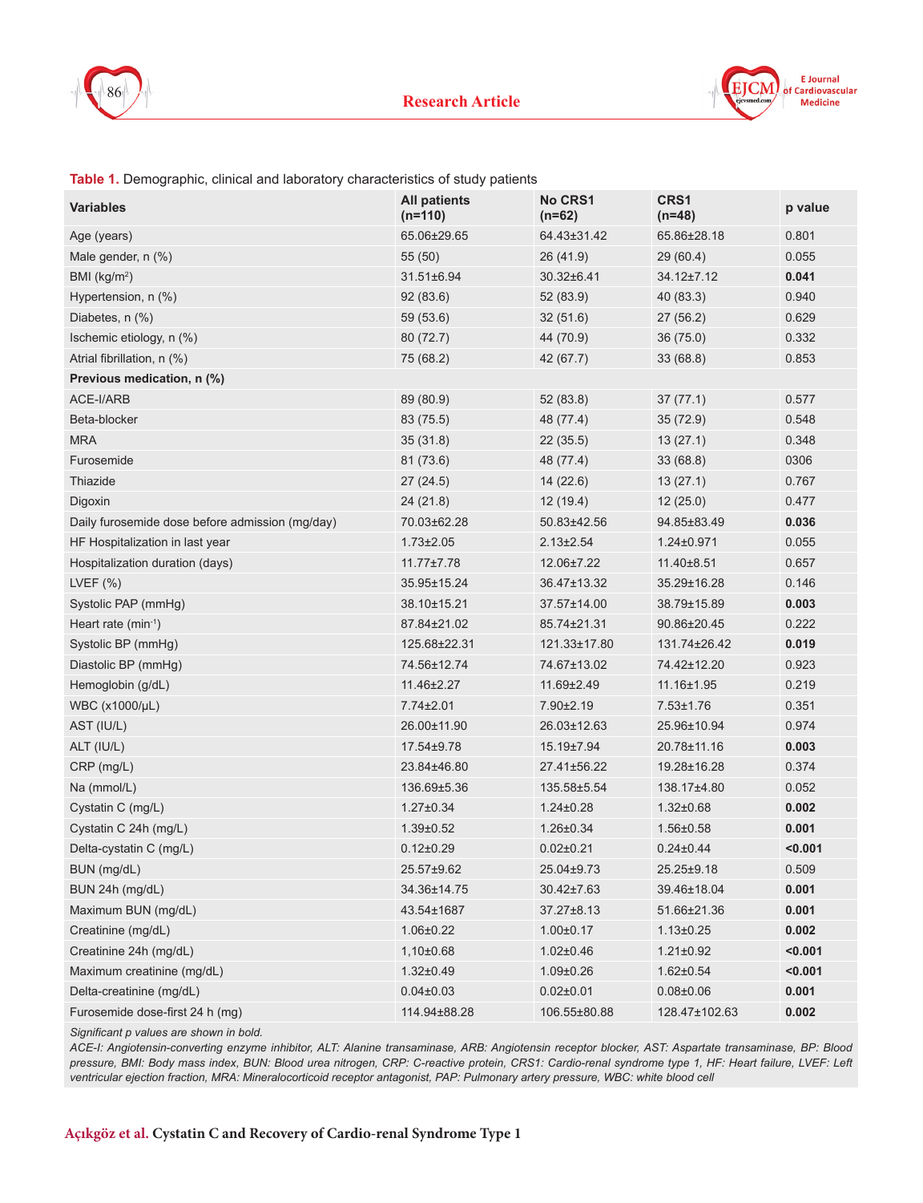**Table 1.** Demographic, clinical and laboratory characteristics of study patients

| Variables | All patients (n=110) | No CRS1 (n=62) | CRS1 (n=48) | p value |
|---|---|---|---|---|
| Age (years) | 65.06±29.65 | 64.43±31.42 | 65.86±28.18 | 0.801 |
| Male gender, n (%) | 55 (50) | 26 (41.9) | 29 (60.4) | 0.055 |
| BMI (kg/m$^2$) | 31.51±6.94 | 30.32±6.41 | 34.12±7.12 | **0.041** |
| Hypertension, n (%) | 92 (83.6) | 52 (83.9) | 40 (83.3) | 0.940 |
| Diabetes, n (%) | 59 (53.6) | 32 (51.6) | 27 (56.2) | 0.629 |
| Ischemic etiology, n (%) | 80 (72.7) | 44 (70.9) | 36 (75.0) | 0.332 |
| Atrial fibrillation, n (%) | 75 (68.2) | 42 (67.7) | 33 (68.8) | 0.853 |
| **Previous medication, n (%)** | | | | |
| ACE-I/ARB | 89 (80.9) | 52 (83.8) | 37 (77.1) | 0.577 |
| Beta-blocker | 83 (75.5) | 48 (77.4) | 35 (72.9) | 0.548 |
| MRA | 35 (31.8) | 22 (35.5) | 13 (27.1) | 0.348 |
| Furosemide | 81 (73.6) | 48 (77.4) | 33 (68.8) | 0306 |
| Thiazide | 27 (24.5) | 14 (22.6) | 13 (27.1) | 0.767 |
| Digoxin | 24 (21.8) | 12 (19.4) | 12 (25.0) | 0.477 |
| Daily furosemide dose before admission (mg/day) | 70.03±62.28 | 50.83±42.56 | 94.85±83.49 | **0.036** |
| HF Hospitalization in last year | 1.73±2.05 | 2.13±2.54 | 1.24±0.971 | 0.055 |
| Hospitalization duration (days) | 11.77±7.78 | 12.06±7.22 | 11.40±8.51 | 0.657 |
| LVEF (%) | 35.95±15.24 | 36.47±13.32 | 35.29±16.28 | 0.146 |
| Systolic PAP (mmHg) | 38.10±15.21 | 37.57±14.00 | 38.79±15.89 | **0.003** |
| Heart rate (min$^{-1}$) | 87.84±21.02 | 85.74±21.31 | 90.86±20.45 | 0.222 |
| Systolic BP (mmHg) | 125.68±22.31 | 121.33±17.80 | 131.74±26.42 | **0.019** |
| Diastolic BP (mmHg) | 74.56±12.74 | 74.67±13.02 | 74.42±12.20 | 0.923 |
| Hemoglobin (g/dL) | 11.46±2.27 | 11.69±2.49 | 11.16±1.95 | 0.219 |
| WBC (x1000/µL) | 7.74±2.01 | 7.90±2.19 | 7.53±1.76 | 0.351 |
| AST (IU/L) | 26.00±11.90 | 26.03±12.63 | 25.96±10.94 | 0.974 |
| ALT (IU/L) | 17.54±9.78 | 15.19±7.94 | 20.78±11.16 | **0.003** |
| CRP (mg/L) | 23.84±46.80 | 27.41±56.22 | 19.28±16.28 | 0.374 |
| Na (mmol/L) | 136.69±5.36 | 135.58±5.54 | 138.17±4.80 | 0.052 |
| Cystatin C (mg/L) | 1.27±0.34 | 1.24±0.28 | 1.32±0.68 | **0.002** |
| Cystatin C 24h (mg/L) | 1.39±0.52 | 1.26±0.34 | 1.56±0.58 | **0.001** |
| Delta-cystatin C (mg/L) | 0.12±0.29 | 0.02±0.21 | 0.24±0.44 | **<0.001** |
| BUN (mg/dL) | 25.57±9.62 | 25.04±9.73 | 25.25±9.18 | 0.509 |
| BUN 24h (mg/dL) | 34.36±14.75 | 30.42±7.63 | 39.46±18.04 | **0.001** |
| Maximum BUN (mg/dL) | 43.54±1687 | 37.27±8.13 | 51.66±21.36 | **0.001** |
| Creatinine (mg/dL) | 1.06±0.22 | 1.00±0.17 | 1.13±0.25 | **0.002** |
| Creatinine 24h (mg/dL) | 1,10±0.68 | 1.02±0.46 | 1.21±0.92 | **<0.001** |
| Maximum creatinine (mg/dL) | 1.32±0.49 | 1.09±0.26 | 1.62±0.54 | **<0.001** |
| Delta-creatinine (mg/dL) | 0.04±0.03 | 0.02±0.01 | 0.08±0.06 | **0.001** |
| Furosemide dose-first 24 h (mg) | 114.94±88.28 | 106.55±80.88 | 128.47±102.63 | **0.002** |

*Significant p values are shown in bold.*

*ACE-I: Angiotensin-converting enzyme inhibitor, ALT: Alanine transaminase, ARB: Angiotensin receptor blocker, AST: Aspartate transaminase, BP: Blood pressure, BMI: Body mass index, BUN: Blood urea nitrogen, CRP: C-reactive protein, CRS1: Cardio-renal syndrome type 1, HF: Heart failure, LVEF: Left ventricular ejection fraction, MRA: Mineralocorticoid receptor antagonist, PAP: Pulmonary artery pressure, WBC: white blood cell*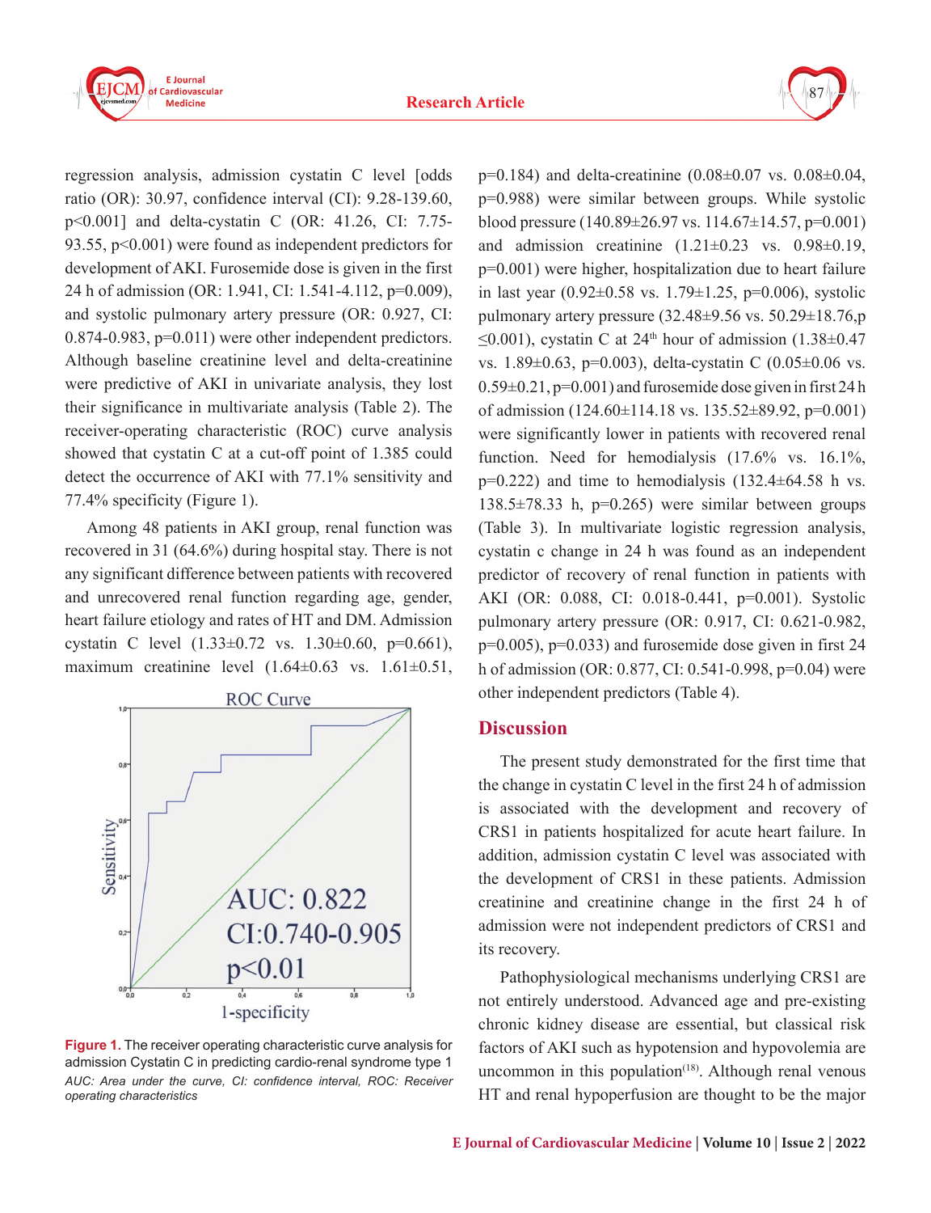regression analysis, admission cystatin C level [odds ratio (OR): 30.97, confidence interval (CI): 9.28-139.60, p<0.001] and delta-cystatin C (OR: 41.26, CI: 7.75-93.55, p<0.001) were found as independent predictors for development of AKI. Furosemide dose is given in the first 24 h of admission (OR: 1.941, CI: 1.541-4.112, p=0.009), and systolic pulmonary artery pressure (OR: 0.927, CI: 0.874-0.983, p=0.011) were other independent predictors. Although baseline creatinine level and delta-creatinine were predictive of AKI in univariate analysis, they lost their significance in multivariate analysis (Table 2). The receiver-operating characteristic (ROC) curve analysis showed that cystatin C at a cut-off point of 1.385 could detect the occurrence of AKI with 77.1% sensitivity and 77.4% specificity (Figure 1).

Among 48 patients in AKI group, renal function was recovered in 31 (64.6%) during hospital stay. There is not any significant difference between patients with recovered and unrecovered renal function regarding age, gender, heart failure etiology and rates of HT and DM. Admission cystatin C level (1.33±0.72 vs. 1.30±0.60, p=0.661), maximum creatinine level (1.64±0.63 vs. 1.61±0.51, p=0.184) and delta-creatinine (0.08±0.07 vs. 0.08±0.04, p=0.988) were similar between groups. While systolic blood pressure (140.89±26.97 vs. 114.67±14.57, p=0.001) and admission creatinine (1.21±0.23 vs. 0.98±0.19, p=0.001) were higher, hospitalization due to heart failure in last year (0.92±0.58 vs. 1.79±1.25, p=0.006), systolic pulmonary artery pressure (32.48±9.56 vs. 50.29±18.76,p ≤0.001), cystatin C at 24th hour of admission (1.38±0.47 vs. 1.89±0.63, p=0.003), delta-cystatin C (0.05±0.06 vs. 0.59±0.21, p=0.001) and furosemide dose given in first 24 h of admission (124.60±114.18 vs. 135.52±89.92, p=0.001) were significantly lower in patients with recovered renal function. Need for hemodialysis (17.6% vs. 16.1%, p=0.222) and time to hemodialysis (132.4±64.58 h vs. 138.5±78.33 h, p=0.265) were similar between groups (Table 3). In multivariate logistic regression analysis, cystatin c change in 24 h was found as an independent predictor of recovery of renal function in patients with AKI (OR: 0.088, CI: 0.018-0.441, p=0.001). Systolic pulmonary artery pressure (OR: 0.917, CI: 0.621-0.982, p=0.005), p=0.033) and furosemide dose given in first 24 h of admission (OR: 0.877, CI: 0.541-0.998, p=0.04) were other independent predictors (Table 4).

**Figure 1.** The receiver operating characteristic curve analysis for admission Cystatin C in predicting cardio-renal syndrome type 1

*AUC: Area under the curve, CI: confidence interval, ROC: Receiver operating characteristics*

## Discussion

The present study demonstrated for the first time that the change in cystatin C level in the first 24 h of admission is associated with the development and recovery of CRS1 in patients hospitalized for acute heart failure. In addition, admission cystatin C level was associated with the development of CRS1 in these patients. Admission creatinine and creatinine change in the first 24 h of admission were not independent predictors of CRS1 and its recovery.

Pathophysiological mechanisms underlying CRS1 are not entirely understood. Advanced age and pre-existing chronic kidney disease are essential, but classical risk factors of AKI such as hypotension and hypovolemia are uncommon in this population[18]. Although renal venous HT and renal hypoperfusion are thought to be the major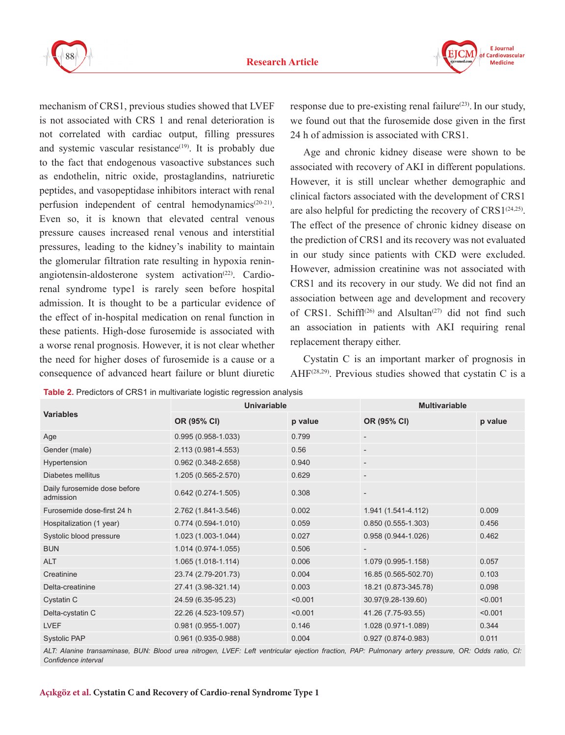mechanism of CRS1, previous studies showed that LVEF is not associated with CRS 1 and renal deterioration is not correlated with cardiac output, filling pressures and systemic vascular resistance[19]. It is probably due to the fact that endogenous vasoactive substances such as endothelin, nitric oxide, prostaglandins, natriuretic peptides, and vasopeptidase inhibitors interact with renal perfusion independent of central hemodynamics[20-21]. Even so, it is known that elevated central venous pressure causes increased renal venous and interstitial pressures, leading to the kidney's inability to maintain the glomerular filtration rate resulting in hypoxia renin-angiotensin-aldosterone system activation[22]. Cardio-renal syndrome type1 is rarely seen before hospital admission. It is thought to be a particular evidence of the effect of in-hospital medication on renal function in these patients. High-dose furosemide is associated with a worse renal prognosis. However, it is not clear whether the need for higher doses of furosemide is a cause or a consequence of advanced heart failure or blunt diuretic response due to pre-existing renal failure[23]. In our study, we found out that the furosemide dose given in the first 24 h of admission is associated with CRS1.

Age and chronic kidney disease were shown to be associated with recovery of AKI in different populations. However, it is still unclear whether demographic and clinical factors associated with the development of CRS1 are also helpful for predicting the recovery of CRS1[24,25]. The effect of the presence of chronic kidney disease on the prediction of CRS1 and its recovery was not evaluated in our study since patients with CKD were excluded. However, admission creatinine was not associated with CRS1 and its recovery in our study. We did not find an association between age and development and recovery of CRS1. Schiffl[26] and Alsultan[27] did not find such an association in patients with AKI requiring renal replacement therapy either.

Cystatin C is an important marker of prognosis in AHF[28,29]. Previous studies showed that cystatin C is a

**Table 2.** Predictors of CRS1 in multivariate logistic regression analysis

| Variables | Univariable | | Multivariable | |
|---|---|---|---|---|
| | OR (95% CI) | p value | OR (95% CI) | p value |
| Age | 0.995 (0.958-1.033) | 0.799 | - | |
| Gender (male) | 2.113 (0.981-4.553) | 0.56 | - | |
| Hypertension | 0.962 (0.348-2.658) | 0.940 | - | |
| Diabetes mellitus | 1.205 (0.565-2.570) | 0.629 | - | |
| Daily furosemide dose before admission | 0.642 (0.274-1.505) | 0.308 | - | |
| Furosemide dose-first 24 h | 2.762 (1.841-3.546) | 0.002 | 1.941 (1.541-4.112) | 0.009 |
| Hospitalization (1 year) | 0.774 (0.594-1.010) | 0.059 | 0.850 (0.555-1.303) | 0.456 |
| Systolic blood pressure | 1.023 (1.003-1.044) | 0.027 | 0.958 (0.944-1.026) | 0.462 |
| BUN | 1.014 (0.974-1.055) | 0.506 | - | |
| ALT | 1.065 (1.018-1.114) | 0.006 | 1.079 (0.995-1.158) | 0.057 |
| Creatinine | 23.74 (2.79-201.73) | 0.004 | 16.85 (0.565-502.70) | 0.103 |
| Delta-creatinine | 27.41 (3.98-321.14) | 0.003 | 18.21 (0.873-345.78) | 0.098 |
| Cystatin C | 24.59 (6.35-95.23) | <0.001 | 30.97(9.28-139.60) | <0.001 |
| Delta-cystatin C | 22.26 (4.523-109.57) | <0.001 | 41.26 (7.75-93.55) | <0.001 |
| LVEF | 0.981 (0.955-1.007) | 0.146 | 1.028 (0.971-1.089) | 0.344 |
| Systolic PAP | 0.961 (0.935-0.988) | 0.004 | 0.927 (0.874-0.983) | 0.011 |

*ALT: Alanine transaminase, BUN: Blood urea nitrogen, LVEF: Left ventricular ejection fraction, PAP: Pulmonary artery pressure, OR: Odds ratio, CI: Confidence interval*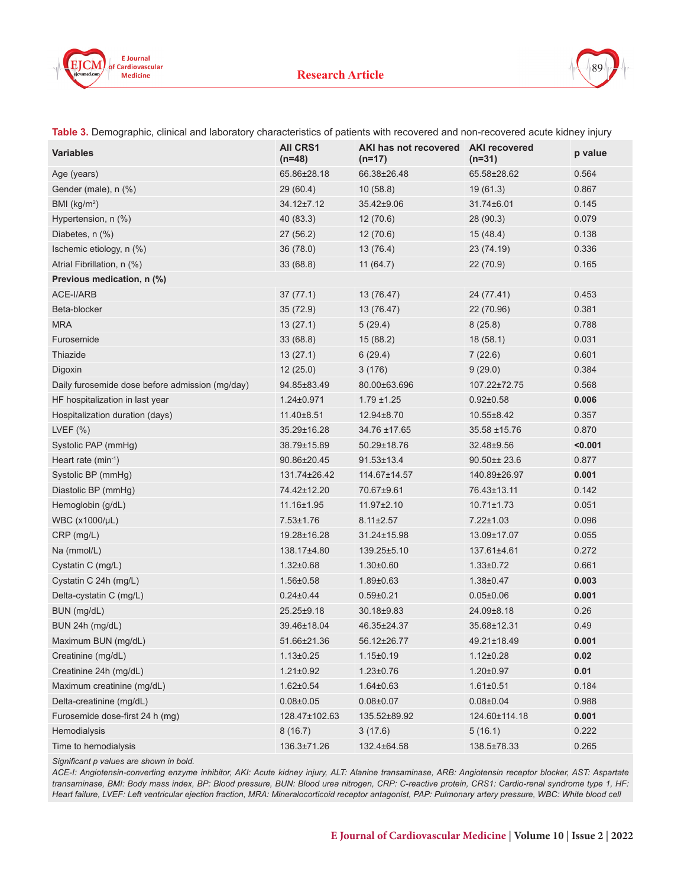**Table 3.** Demographic, clinical and laboratory characteristics of patients with recovered and non-recovered acute kidney injury

| Variables | All CRS1 (n=48) | AKI has not recovered (n=17) | AKI recovered (n=31) | p value |
|---|---|---|---|---|
| Age (years) | 65.86±28.18 | 66.38±26.48 | 65.58±28.62 | 0.564 |
| Gender (male), n (%) | 29 (60.4) | 10 (58.8) | 19 (61.3) | 0.867 |
| BMI (kg/m²) | 34.12±7.12 | 35.42±9.06 | 31.74±6.01 | 0.145 |
| Hypertension, n (%) | 40 (83.3) | 12 (70.6) | 28 (90.3) | 0.079 |
| Diabetes, n (%) | 27 (56.2) | 12 (70.6) | 15 (48.4) | 0.138 |
| Ischemic etiology, n (%) | 36 (78.0) | 13 (76.4) | 23 (74.19) | 0.336 |
| Atrial Fibrillation, n (%) | 33 (68.8) | 11 (64.7) | 22 (70.9) | 0.165 |
| **Previous medication, n (%)** | | | | |
| ACE-I/ARB | 37 (77.1) | 13 (76.47) | 24 (77.41) | 0.453 |
| Beta-blocker | 35 (72.9) | 13 (76.47) | 22 (70.96) | 0.381 |
| MRA | 13 (27.1) | 5 (29.4) | 8 (25.8) | 0.788 |
| Furosemide | 33 (68.8) | 15 (88.2) | 18 (58.1) | 0.031 |
| Thiazide | 13 (27.1) | 6 (29.4) | 7 (22.6) | 0.601 |
| Digoxin | 12 (25.0) | 3 (176) | 9 (29.0) | 0.384 |
| Daily furosemide dose before admission (mg/day) | 94.85±83.49 | 80.00±63.696 | 107.22±72.75 | 0.568 |
| HF hospitalization in last year | 1.24±0.971 | 1.79 ±1.25 | 0.92±0.58 | **0.006** |
| Hospitalization duration (days) | 11.40±8.51 | 12.94±8.70 | 10.55±8.42 | 0.357 |
| LVEF (%) | 35.29±16.28 | 34.76 ±17.65 | 35.58 ±15.76 | 0.870 |
| Systolic PAP (mmHg) | 38.79±15.89 | 50.29±18.76 | 32.48±9.56 | **<0.001** |
| Heart rate (min⁻¹) | 90.86±20.45 | 91.53±13.4 | 90.50±± 23.6 | 0.877 |
| Systolic BP (mmHg) | 131.74±26.42 | 114.67±14.57 | 140.89±26.97 | **0.001** |
| Diastolic BP (mmHg) | 74.42±12.20 | 70.67±9.61 | 76.43±13.11 | 0.142 |
| Hemoglobin (g/dL) | 11.16±1.95 | 11.97±2.10 | 10.71±1.73 | 0.051 |
| WBC (x1000/µL) | 7.53±1.76 | 8.11±2.57 | 7.22±1.03 | 0.096 |
| CRP (mg/L) | 19.28±16.28 | 31.24±15.98 | 13.09±17.07 | 0.055 |
| Na (mmol/L) | 138.17±4.80 | 139.25±5.10 | 137.61±4.61 | 0.272 |
| Cystatin C (mg/L) | 1.32±0.68 | 1.30±0.60 | 1.33±0.72 | 0.661 |
| Cystatin C 24h (mg/L) | 1.56±0.58 | 1.89±0.63 | 1.38±0.47 | **0.003** |
| Delta-cystatin C (mg/L) | 0.24±0.44 | 0.59±0.21 | 0.05±0.06 | **0.001** |
| BUN (mg/dL) | 25.25±9.18 | 30.18±9.83 | 24.09±8.18 | 0.26 |
| BUN 24h (mg/dL) | 39.46±18.04 | 46.35±24.37 | 35.68±12.31 | 0.49 |
| Maximum BUN (mg/dL) | 51.66±21.36 | 56.12±26.77 | 49.21±18.49 | **0.001** |
| Creatinine (mg/dL) | 1.13±0.25 | 1.15±0.19 | 1.12±0.28 | **0.02** |
| Creatinine 24h (mg/dL) | 1.21±0.92 | 1.23±0.76 | 1.20±0.97 | **0.01** |
| Maximum creatinine (mg/dL) | 1.62±0.54 | 1.64±0.63 | 1.61±0.51 | 0.184 |
| Delta-creatinine (mg/dL) | 0.08±0.05 | 0.08±0.07 | 0.08±0.04 | 0.988 |
| Furosemide dose-first 24 h (mg) | 128.47±102.63 | 135.52±89.92 | 124.60±114.18 | **0.001** |
| Hemodialysis | 8 (16.7) | 3 (17.6) | 5 (16.1) | 0.222 |
| Time to hemodialysis | 136.3±71.26 | 132.4±64.58 | 138.5±78.33 | 0.265 |

*Significant p values are shown in bold.*

*ACE-I: Angiotensin-converting enzyme inhibitor, AKI: Acute kidney injury, ALT: Alanine transaminase, ARB: Angiotensin receptor blocker, AST: Aspartate transaminase, BMI: Body mass index, BP: Blood pressure, BUN: Blood urea nitrogen, CRP: C-reactive protein, CRS1: Cardio-renal syndrome type 1, HF: Heart failure, LVEF: Left ventricular ejection fraction, MRA: Mineralocorticoid receptor antagonist, PAP: Pulmonary artery pressure, WBC: White blood cell*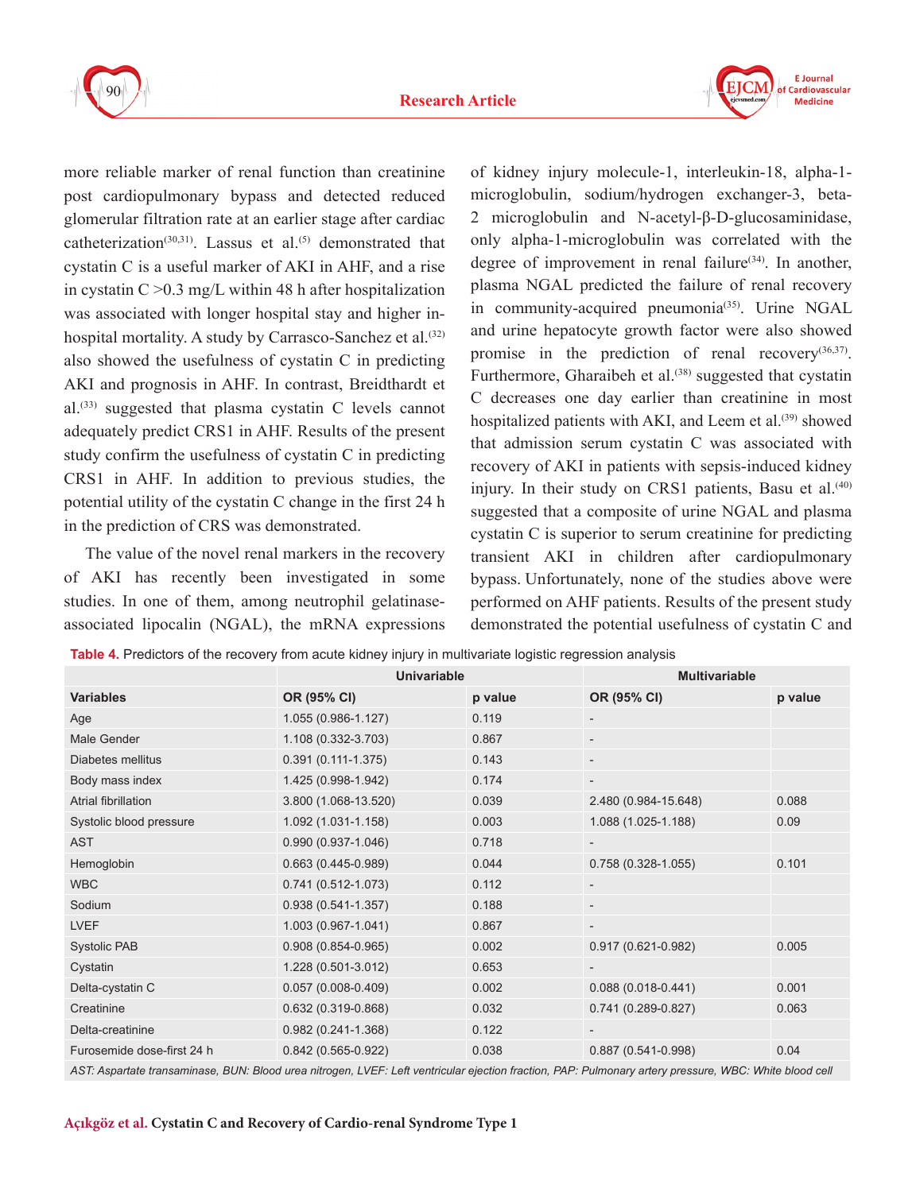more reliable marker of renal function than creatinine post cardiopulmonary bypass and detected reduced glomerular filtration rate at an earlier stage after cardiac catheterization[30,31]. Lassus et al.[5] demonstrated that cystatin C is a useful marker of AKI in AHF, and a rise in cystatin C >0.3 mg/L within 48 h after hospitalization was associated with longer hospital stay and higher in-hospital mortality. A study by Carrasco-Sanchez et al.[32] also showed the usefulness of cystatin C in predicting AKI and prognosis in AHF. In contrast, Breidthardt et al.[33] suggested that plasma cystatin C levels cannot adequately predict CRS1 in AHF. Results of the present study confirm the usefulness of cystatin C in predicting CRS1 in AHF. In addition to previous studies, the potential utility of the cystatin C change in the first 24 h in the prediction of CRS was demonstrated.

The value of the novel renal markers in the recovery of AKI has recently been investigated in some studies. In one of them, among neutrophil gelatinase-associated lipocalin (NGAL), the mRNA expressions of kidney injury molecule-1, interleukin-18, alpha-1-microglobulin, sodium/hydrogen exchanger-3, beta-2 microglobulin and N-acetyl-β-D-glucosaminidase, only alpha-1-microglobulin was correlated with the degree of improvement in renal failure[34]. In another, plasma NGAL predicted the failure of renal recovery in community-acquired pneumonia[35]. Urine NGAL and urine hepatocyte growth factor were also showed promise in the prediction of renal recovery[36,37]. Furthermore, Gharaibeh et al.[38] suggested that cystatin C decreases one day earlier than creatinine in most hospitalized patients with AKI, and Leem et al.[39] showed that admission serum cystatin C was associated with recovery of AKI in patients with sepsis-induced kidney injury. In their study on CRS1 patients, Basu et al.[40] suggested that a composite of urine NGAL and plasma cystatin C is superior to serum creatinine for predicting transient AKI in children after cardiopulmonary bypass. Unfortunately, none of the studies above were performed on AHF patients. Results of the present study demonstrated the potential usefulness of cystatin C and

**Table 4.** Predictors of the recovery from acute kidney injury in multivariate logistic regression analysis

| | Univariable | | Multivariable | |
|---|---|---|---|---|
| **Variables** | **OR (95% CI)** | **p value** | **OR (95% CI)** | **p value** |
| Age | 1.055 (0.986-1.127) | 0.119 | - | |
| Male Gender | 1.108 (0.332-3.703) | 0.867 | - | |
| Diabetes mellitus | 0.391 (0.111-1.375) | 0.143 | - | |
| Body mass index | 1.425 (0.998-1.942) | 0.174 | - | |
| Atrial fibrillation | 3.800 (1.068-13.520) | 0.039 | 2.480 (0.984-15.648) | 0.088 |
| Systolic blood pressure | 1.092 (1.031-1.158) | 0.003 | 1.088 (1.025-1.188) | 0.09 |
| AST | 0.990 (0.937-1.046) | 0.718 | - | |
| Hemoglobin | 0.663 (0.445-0.989) | 0.044 | 0.758 (0.328-1.055) | 0.101 |
| WBC | 0.741 (0.512-1.073) | 0.112 | - | |
| Sodium | 0.938 (0.541-1.357) | 0.188 | - | |
| LVEF | 1.003 (0.967-1.041) | 0.867 | - | |
| Systolic PAB | 0.908 (0.854-0.965) | 0.002 | 0.917 (0.621-0.982) | 0.005 |
| Cystatin | 1.228 (0.501-3.012) | 0.653 | - | |
| Delta-cystatin C | 0.057 (0.008-0.409) | 0.002 | 0.088 (0.018-0.441) | 0.001 |
| Creatinine | 0.632 (0.319-0.868) | 0.032 | 0.741 (0.289-0.827) | 0.063 |
| Delta-creatinine | 0.982 (0.241-1.368) | 0.122 | - | |
| Furosemide dose-first 24 h | 0.842 (0.565-0.922) | 0.038 | 0.887 (0.541-0.998) | 0.04 |

*AST: Aspartate transaminase, BUN: Blood urea nitrogen, LVEF: Left ventricular ejection fraction, PAP: Pulmonary artery pressure, WBC: White blood cell*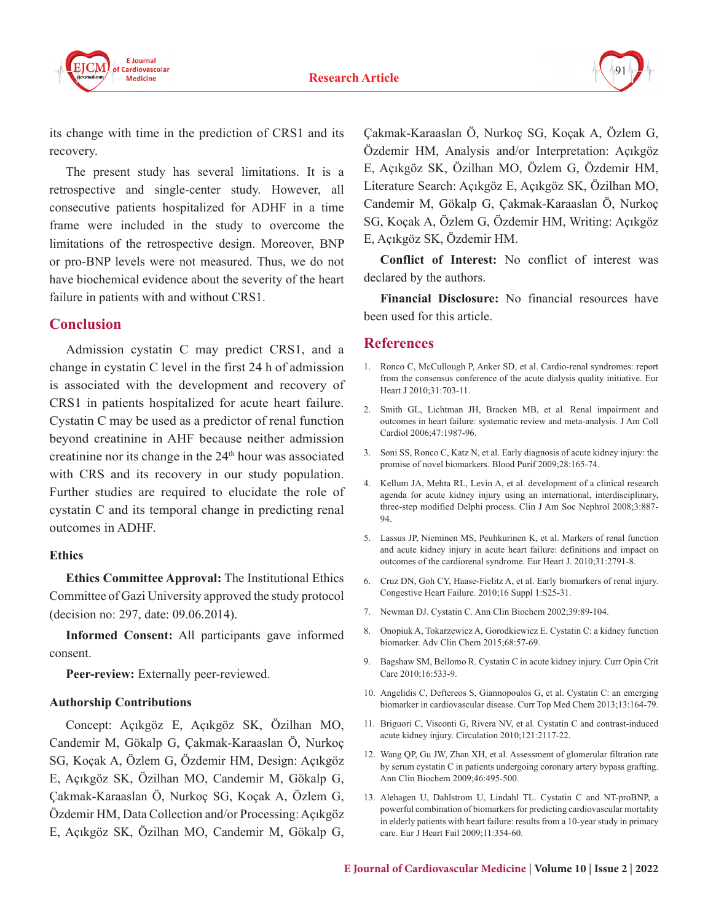its change with time in the prediction of CRS1 and its recovery.

The present study has several limitations. It is a retrospective and single-center study. However, all consecutive patients hospitalized for ADHF in a time frame were included in the study to overcome the limitations of the retrospective design. Moreover, BNP or pro-BNP levels were not measured. Thus, we do not have biochemical evidence about the severity of the heart failure in patients with and without CRS1.

## Conclusion

Admission cystatin C may predict CRS1, and a change in cystatin C level in the first 24 h of admission is associated with the development and recovery of CRS1 in patients hospitalized for acute heart failure. Cystatin C may be used as a predictor of renal function beyond creatinine in AHF because neither admission creatinine nor its change in the 24th hour was associated with CRS and its recovery in our study population. Further studies are required to elucidate the role of cystatin C and its temporal change in predicting renal outcomes in ADHF.

### Ethics

**Ethics Committee Approval:** The Institutional Ethics Committee of Gazi University approved the study protocol (decision no: 297, date: 09.06.2014).

**Informed Consent:** All participants gave informed consent.

**Peer-review:** Externally peer-reviewed.

### Authorship Contributions

Concept: Açıkgöz E, Açıkgöz SK, Özilhan MO, Candemir M, Gökalp G, Çakmak-Karaaslan Ö, Nurkoç SG, Koçak A, Özlem G, Özdemir HM, Design: Açıkgöz E, Açıkgöz SK, Özilhan MO, Candemir M, Gökalp G, Çakmak-Karaaslan Ö, Nurkoç SG, Koçak A, Özlem G, Özdemir HM, Data Collection and/or Processing: Açıkgöz E, Açıkgöz SK, Özilhan MO, Candemir M, Gökalp G, Çakmak-Karaaslan Ö, Nurkoç SG, Koçak A, Özlem G, Özdemir HM, Analysis and/or Interpretation: Açıkgöz E, Açıkgöz SK, Özilhan MO, Özlem G, Özdemir HM, Literature Search: Açıkgöz E, Açıkgöz SK, Özilhan MO, Candemir M, Gökalp G, Çakmak-Karaaslan Ö, Nurkoç SG, Koçak A, Özlem G, Özdemir HM, Writing: Açıkgöz E, Açıkgöz SK, Özdemir HM.

**Conflict of Interest:** No conflict of interest was declared by the authors.

**Financial Disclosure:** No financial resources have been used for this article.

## References

1. Ronco C, McCullough P, Anker SD, et al. Cardio-renal syndromes: report from the consensus conference of the acute dialysis quality initiative. Eur Heart J 2010;31:703-11.
2. Smith GL, Lichtman JH, Bracken MB, et al. Renal impairment and outcomes in heart failure: systematic review and meta-analysis. J Am Coll Cardiol 2006;47:1987-96.
3. Soni SS, Ronco C, Katz N, et al. Early diagnosis of acute kidney injury: the promise of novel biomarkers. Blood Purif 2009;28:165-74.
4. Kellum JA, Mehta RL, Levin A, et al. development of a clinical research agenda for acute kidney injury using an international, interdisciplinary, three-step modified Delphi process. Clin J Am Soc Nephrol 2008;3:887-94.
5. Lassus JP, Nieminen MS, Peuhkurinen K, et al. Markers of renal function and acute kidney injury in acute heart failure: definitions and impact on outcomes of the cardiorenal syndrome. Eur Heart J. 2010;31:2791-8.
6. Cruz DN, Goh CY, Haase-Fielitz A, et al. Early biomarkers of renal injury. Congestive Heart Failure. 2010;16 Suppl 1:S25-31.
7. Newman DJ. Cystatin C. Ann Clin Biochem 2002;39:89-104.
8. Onopiuk A, Tokarzewicz A, Gorodkiewicz E. Cystatin C: a kidney function biomarker. Adv Clin Chem 2015;68:57-69.
9. Bagshaw SM, Bellomo R. Cystatin C in acute kidney injury. Curr Opin Crit Care 2010;16:533-9.
10. Angelidis C, Deftereos S, Giannopoulos G, et al. Cystatin C: an emerging biomarker in cardiovascular disease. Curr Top Med Chem 2013;13:164-79.
11. Briguori C, Visconti G, Rivera NV, et al. Cystatin C and contrast-induced acute kidney injury. Circulation 2010;121:2117-22.
12. Wang QP, Gu JW, Zhan XH, et al. Assessment of glomerular filtration rate by serum cystatin C in patients undergoing coronary artery bypass grafting. Ann Clin Biochem 2009;46:495-500.
13. Alehagen U, Dahlstrom U, Lindahl TL. Cystatin C and NT-proBNP, a powerful combination of biomarkers for predicting cardiovascular mortality in elderly patients with heart failure: results from a 10-year study in primary care. Eur J Heart Fail 2009;11:354-60.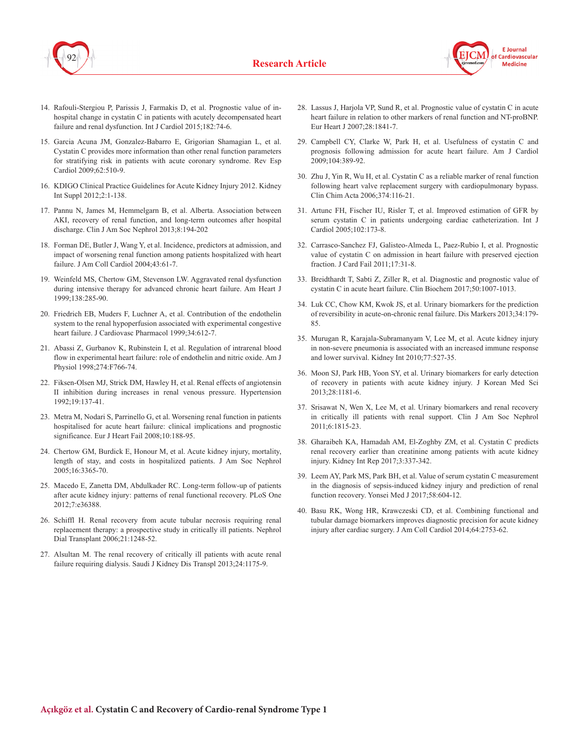14. Rafouli-Stergiou P, Parissis J, Farmakis D, et al. Prognostic value of in-hospital change in cystatin C in patients with acutely decompensated heart failure and renal dysfunction. Int J Cardiol 2015;182:74-6.
15. Garcia Acuna JM, Gonzalez-Babarro E, Grigorian Shamagian L, et al. Cystatin C provides more information than other renal function parameters for stratifying risk in patients with acute coronary syndrome. Rev Esp Cardiol 2009;62:510-9.
16. KDIGO Clinical Practice Guidelines for Acute Kidney Injury 2012. Kidney Int Suppl 2012;2:1-138.
17. Pannu N, James M, Hemmelgarn B, et al. Alberta. Association between AKI, recovery of renal function, and long-term outcomes after hospital discharge. Clin J Am Soc Nephrol 2013;8:194-202
18. Forman DE, Butler J, Wang Y, et al. Incidence, predictors at admission, and impact of worsening renal function among patients hospitalized with heart failure. J Am Coll Cardiol 2004;43:61-7.
19. Weinfeld MS, Chertow GM, Stevenson LW. Aggravated renal dysfunction during intensive therapy for advanced chronic heart failure. Am Heart J 1999;138:285-90.
20. Friedrich EB, Muders F, Luchner A, et al. Contribution of the endothelin system to the renal hypoperfusion associated with experimental congestive heart failure. J Cardiovasc Pharmacol 1999;34:612-7.
21. Abassi Z, Gurbanov K, Rubinstein I, et al. Regulation of intrarenal blood flow in experimental heart failure: role of endothelin and nitric oxide. Am J Physiol 1998;274:F766-74.
22. Fiksen-Olsen MJ, Strick DM, Hawley H, et al. Renal effects of angiotensin II inhibition during increases in renal venous pressure. Hypertension 1992;19:137-41.
23. Metra M, Nodari S, Parrinello G, et al. Worsening renal function in patients hospitalised for acute heart failure: clinical implications and prognostic significance. Eur J Heart Fail 2008;10:188-95.
24. Chertow GM, Burdick E, Honour M, et al. Acute kidney injury, mortality, length of stay, and costs in hospitalized patients. J Am Soc Nephrol 2005;16:3365-70.
25. Macedo E, Zanetta DM, Abdulkader RC. Long-term follow-up of patients after acute kidney injury: patterns of renal functional recovery. PLoS One 2012;7:e36388.
26. Schiffl H. Renal recovery from acute tubular necrosis requiring renal replacement therapy: a prospective study in critically ill patients. Nephrol Dial Transplant 2006;21:1248-52.
27. Alsultan M. The renal recovery of critically ill patients with acute renal failure requiring dialysis. Saudi J Kidney Dis Transpl 2013;24:1175-9.
28. Lassus J, Harjola VP, Sund R, et al. Prognostic value of cystatin C in acute heart failure in relation to other markers of renal function and NT-proBNP. Eur Heart J 2007;28:1841-7.
29. Campbell CY, Clarke W, Park H, et al. Usefulness of cystatin C and prognosis following admission for acute heart failure. Am J Cardiol 2009;104:389-92.
30. Zhu J, Yin R, Wu H, et al. Cystatin C as a reliable marker of renal function following heart valve replacement surgery with cardiopulmonary bypass. Clin Chim Acta 2006;374:116-21.
31. Artunc FH, Fischer IU, Risler T, et al. Improved estimation of GFR by serum cystatin C in patients undergoing cardiac catheterization. Int J Cardiol 2005;102:173-8.
32. Carrasco-Sanchez FJ, Galisteo-Almeda L, Paez-Rubio I, et al. Prognostic value of cystatin C on admission in heart failure with preserved ejection fraction. J Card Fail 2011;17:31-8.
33. Breidthardt T, Sabti Z, Ziller R, et al. Diagnostic and prognostic value of cystatin C in acute heart failure. Clin Biochem 2017;50:1007-1013.
34. Luk CC, Chow KM, Kwok JS, et al. Urinary biomarkers for the prediction of reversibility in acute-on-chronic renal failure. Dis Markers 2013;34:179-85.
35. Murugan R, Karajala-Subramanyam V, Lee M, et al. Acute kidney injury in non-severe pneumonia is associated with an increased immune response and lower survival. Kidney Int 2010;77:527-35.
36. Moon SJ, Park HB, Yoon SY, et al. Urinary biomarkers for early detection of recovery in patients with acute kidney injury. J Korean Med Sci 2013;28:1181-6.
37. Srisawat N, Wen X, Lee M, et al. Urinary biomarkers and renal recovery in critically ill patients with renal support. Clin J Am Soc Nephrol 2011;6:1815-23.
38. Gharaibeh KA, Hamadah AM, El-Zoghby ZM, et al. Cystatin C predicts renal recovery earlier than creatinine among patients with acute kidney injury. Kidney Int Rep 2017;3:337-342.
39. Leem AY, Park MS, Park BH, et al. Value of serum cystatin C measurement in the diagnosis of sepsis-induced kidney injury and prediction of renal function recovery. Yonsei Med J 2017;58:604-12.
40. Basu RK, Wong HR, Krawczeski CD, et al. Combining functional and tubular damage biomarkers improves diagnostic precision for acute kidney injury after cardiac surgery. J Am Coll Cardiol 2014;64:2753-62.